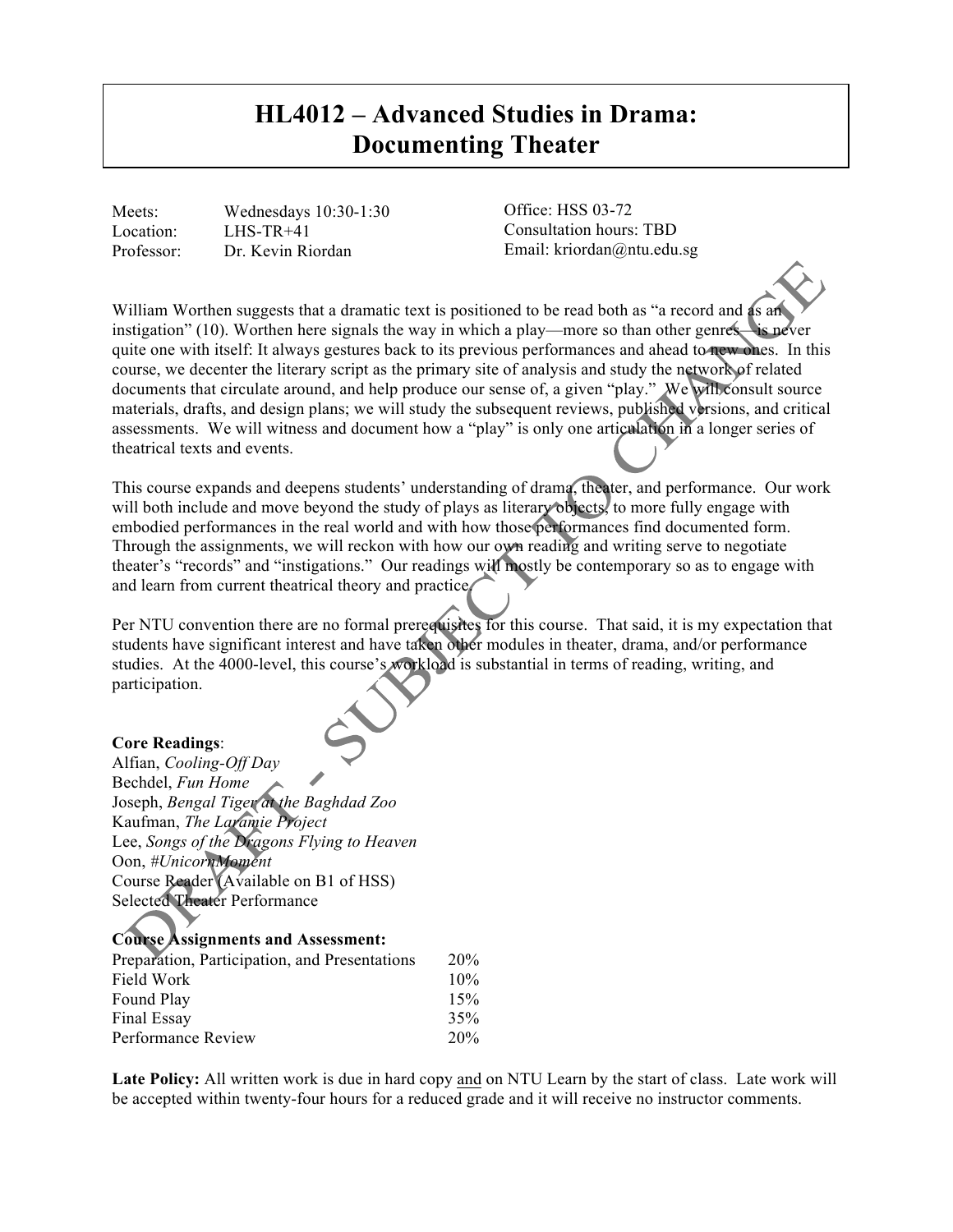# HL4012 – Advanced Studies in Drama: Documenting Theater

Meets: Wednesdays 10:30-1:30
Location: LHS-TR+41
Professor: Dr. Kevin Riordan

Office: HSS 03-72
Consultation hours: TBD
Email: kriordan@ntu.edu.sg

William Worthen suggests that a dramatic text is positioned to be read both as "a record and as an instigation" (10). Worthen here signals the way in which a play—more so than other genres—is never quite one with itself: It always gestures back to its previous performances and ahead to new ones. In this course, we decenter the literary script as the primary site of analysis and study the network of related documents that circulate around, and help produce our sense of, a given "play." We will consult source materials, drafts, and design plans; we will study the subsequent reviews, published versions, and critical assessments. We will witness and document how a "play" is only one articulation in a longer series of theatrical texts and events.

This course expands and deepens students' understanding of drama, theater, and performance. Our work will both include and move beyond the study of plays as literary objects, to more fully engage with embodied performances in the real world and with how those performances find documented form. Through the assignments, we will reckon with how our own reading and writing serve to negotiate theater's "records" and "instigations." Our readings will mostly be contemporary so as to engage with and learn from current theatrical theory and practice.

Per NTU convention there are no formal prerequisites for this course. That said, it is my expectation that students have significant interest and have taken other modules in theater, drama, and/or performance studies. At the 4000-level, this course's workload is substantial in terms of reading, writing, and participation.

**Core Readings**:
Alfian, *Cooling-Off Day*
Bechdel, *Fun Home*
Joseph, *Bengal Tiger at the Baghdad Zoo*
Kaufman, *The Laramie Project*
Lee, *Songs of the Dragons Flying to Heaven*
Oon, *#UnicornMoment*
Course Reader (Available on B1 of HSS)
Selected Theater Performance

**Course Assignments and Assessment:**

| | |
|---|---|
| Preparation, Participation, and Presentations | 20% |
| Field Work | 10% |
| Found Play | 15% |
| Final Essay | 35% |
| Performance Review | 20% |

**Late Policy:** All written work is due in hard copy and on NTU Learn by the start of class. Late work will be accepted within twenty-four hours for a reduced grade and it will receive no instructor comments.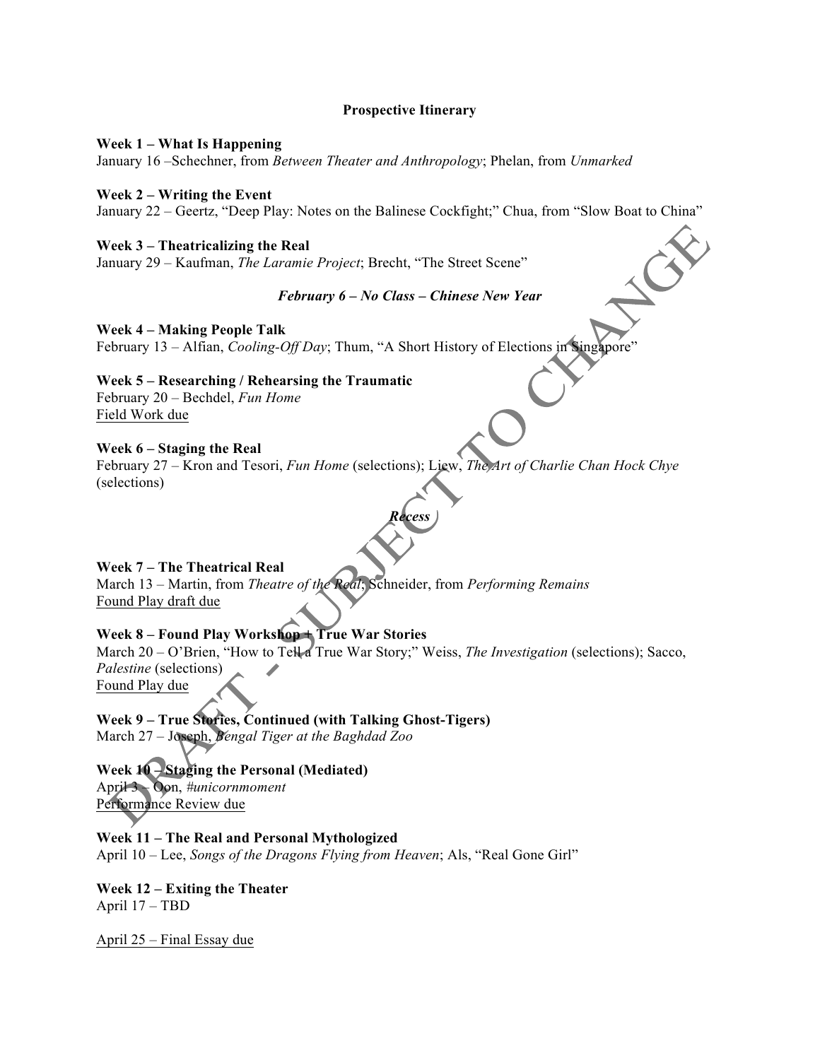**Prospective Itinerary**

**Week 1 – What Is Happening**
January 16 –Schechner, from *Between Theater and Anthropology*; Phelan, from *Unmarked*

**Week 2 – Writing the Event**
January 22 – Geertz, "Deep Play: Notes on the Balinese Cockfight;" Chua, from "Slow Boat to China"

**Week 3 – Theatricalizing the Real**
January 29 – Kaufman, *The Laramie Project*; Brecht, "The Street Scene"

***February 6 – No Class – Chinese New Year***

**Week 4 – Making People Talk**
February 13 – Alfian, *Cooling-Off Day*; Thum, "A Short History of Elections in Singapore"

**Week 5 – Researching / Rehearsing the Traumatic**
February 20 – Bechdel, *Fun Home*
Field Work due

**Week 6 – Staging the Real**
February 27 – Kron and Tesori, *Fun Home* (selections); Liew, *The Art of Charlie Chan Hock Chye* (selections)

***Recess***

**Week 7 – The Theatrical Real**
March 13 – Martin, from *Theatre of the Real*; Schneider, from *Performing Remains*
Found Play draft due

**Week 8 – Found Play Workshop + True War Stories**
March 20 – O'Brien, "How to Tell a True War Story;" Weiss, *The Investigation* (selections); Sacco, *Palestine* (selections)
Found Play due

**Week 9 – True Stories, Continued (with Talking Ghost-Tigers)**
March 27 – Joseph, *Bengal Tiger at the Baghdad Zoo*

**Week 10 – Staging the Personal (Mediated)**
April 3 – Oon, *#unicornmoment*
Performance Review due

**Week 11 – The Real and Personal Mythologized**
April 10 – Lee, *Songs of the Dragons Flying from Heaven*; Als, "Real Gone Girl"

**Week 12 – Exiting the Theater**
April 17 – TBD

April 25 – Final Essay due

DRAFT - SUBJECT TO CHANGE